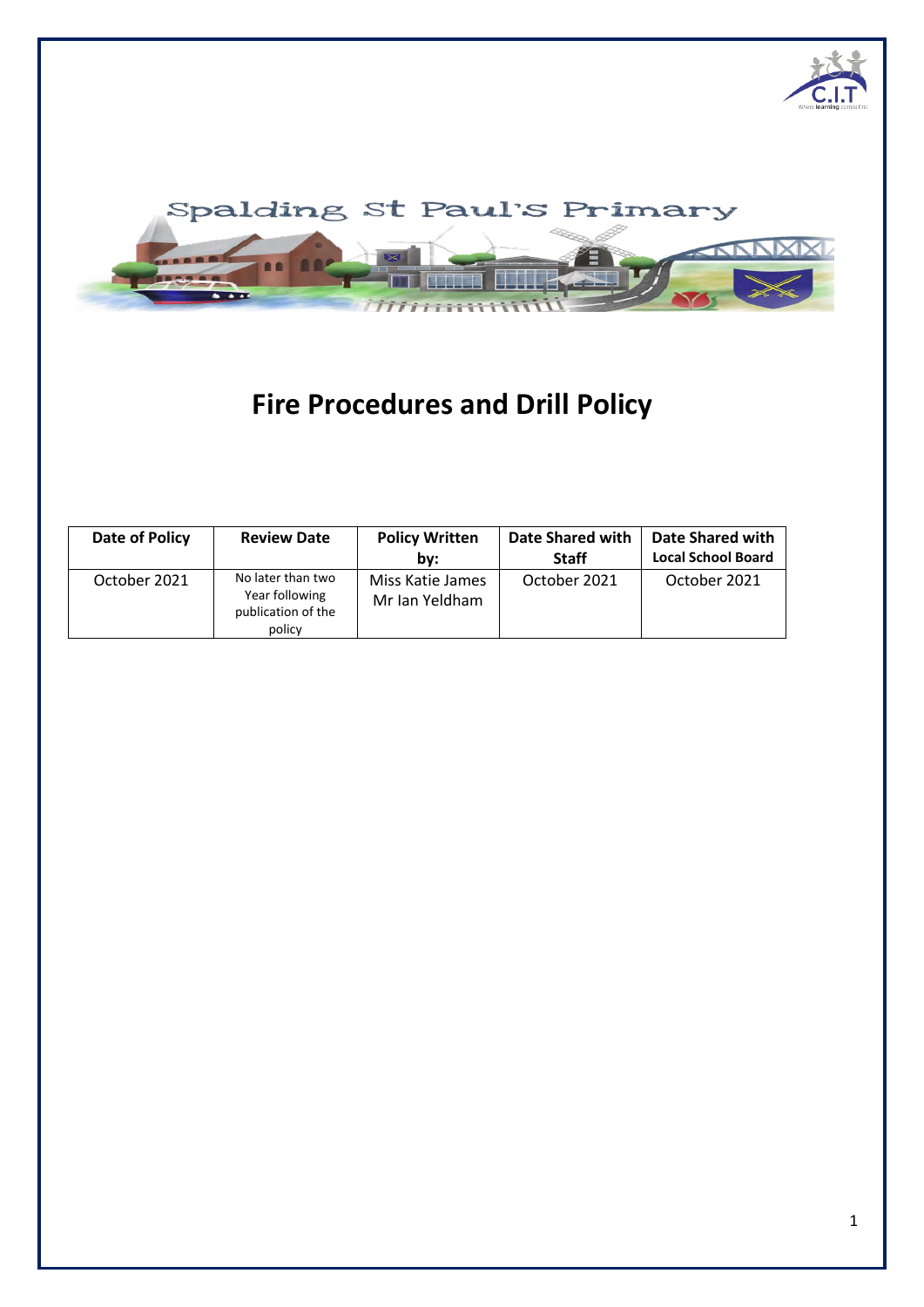Spalding St Paul's Primary

# Fire Procedures and Drill Policy

| Date of Policy | Review Date | Policy Written by: | Date Shared with Staff | Date Shared with Local School Board |
|---|---|---|---|---|
| October 2021 | No later than two Year following publication of the policy | Miss Katie James Mr Ian Yeldham | October 2021 | October 2021 |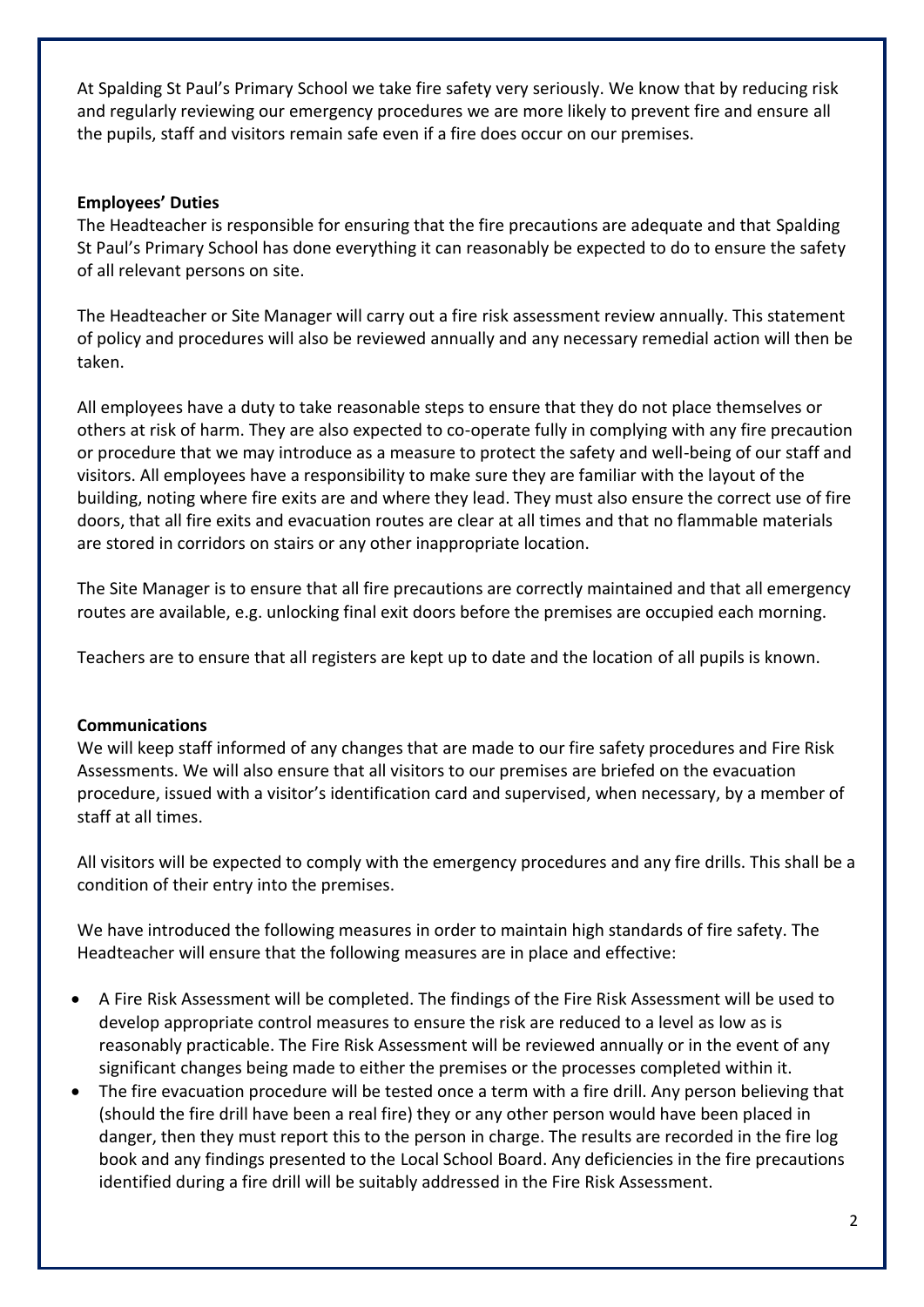At Spalding St Paul's Primary School we take fire safety very seriously. We know that by reducing risk and regularly reviewing our emergency procedures we are more likely to prevent fire and ensure all the pupils, staff and visitors remain safe even if a fire does occur on our premises.

**Employees' Duties**

The Headteacher is responsible for ensuring that the fire precautions are adequate and that Spalding St Paul's Primary School has done everything it can reasonably be expected to do to ensure the safety of all relevant persons on site.

The Headteacher or Site Manager will carry out a fire risk assessment review annually. This statement of policy and procedures will also be reviewed annually and any necessary remedial action will then be taken.

All employees have a duty to take reasonable steps to ensure that they do not place themselves or others at risk of harm. They are also expected to co-operate fully in complying with any fire precaution or procedure that we may introduce as a measure to protect the safety and well-being of our staff and visitors. All employees have a responsibility to make sure they are familiar with the layout of the building, noting where fire exits are and where they lead. They must also ensure the correct use of fire doors, that all fire exits and evacuation routes are clear at all times and that no flammable materials are stored in corridors on stairs or any other inappropriate location.

The Site Manager is to ensure that all fire precautions are correctly maintained and that all emergency routes are available, e.g. unlocking final exit doors before the premises are occupied each morning.

Teachers are to ensure that all registers are kept up to date and the location of all pupils is known.

**Communications**

We will keep staff informed of any changes that are made to our fire safety procedures and Fire Risk Assessments. We will also ensure that all visitors to our premises are briefed on the evacuation procedure, issued with a visitor's identification card and supervised, when necessary, by a member of staff at all times.

All visitors will be expected to comply with the emergency procedures and any fire drills. This shall be a condition of their entry into the premises.

We have introduced the following measures in order to maintain high standards of fire safety. The Headteacher will ensure that the following measures are in place and effective:

- A Fire Risk Assessment will be completed. The findings of the Fire Risk Assessment will be used to develop appropriate control measures to ensure the risk are reduced to a level as low as is reasonably practicable. The Fire Risk Assessment will be reviewed annually or in the event of any significant changes being made to either the premises or the processes completed within it.
- The fire evacuation procedure will be tested once a term with a fire drill. Any person believing that (should the fire drill have been a real fire) they or any other person would have been placed in danger, then they must report this to the person in charge. The results are recorded in the fire log book and any findings presented to the Local School Board. Any deficiencies in the fire precautions identified during a fire drill will be suitably addressed in the Fire Risk Assessment.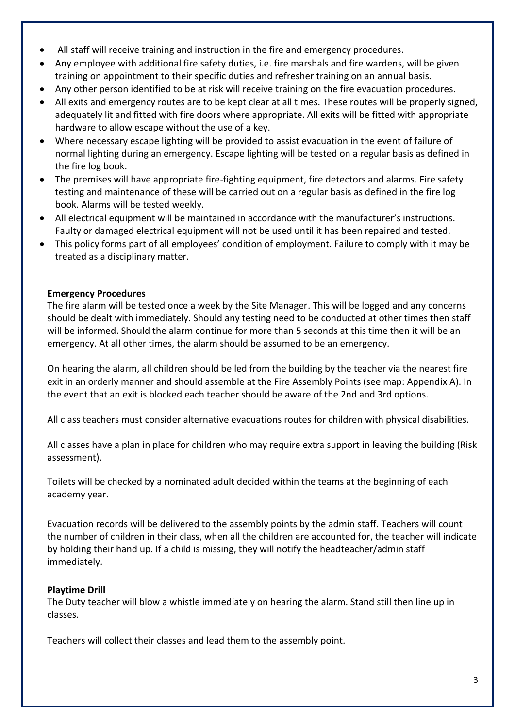- All staff will receive training and instruction in the fire and emergency procedures.
- Any employee with additional fire safety duties, i.e. fire marshals and fire wardens, will be given training on appointment to their specific duties and refresher training on an annual basis.
- Any other person identified to be at risk will receive training on the fire evacuation procedures.
- All exits and emergency routes are to be kept clear at all times. These routes will be properly signed, adequately lit and fitted with fire doors where appropriate. All exits will be fitted with appropriate hardware to allow escape without the use of a key.
- Where necessary escape lighting will be provided to assist evacuation in the event of failure of normal lighting during an emergency. Escape lighting will be tested on a regular basis as defined in the fire log book.
- The premises will have appropriate fire-fighting equipment, fire detectors and alarms. Fire safety testing and maintenance of these will be carried out on a regular basis as defined in the fire log book. Alarms will be tested weekly.
- All electrical equipment will be maintained in accordance with the manufacturer's instructions. Faulty or damaged electrical equipment will not be used until it has been repaired and tested.
- This policy forms part of all employees' condition of employment. Failure to comply with it may be treated as a disciplinary matter.

**Emergency Procedures**

The fire alarm will be tested once a week by the Site Manager. This will be logged and any concerns should be dealt with immediately. Should any testing need to be conducted at other times then staff will be informed. Should the alarm continue for more than 5 seconds at this time then it will be an emergency. At all other times, the alarm should be assumed to be an emergency.

On hearing the alarm, all children should be led from the building by the teacher via the nearest fire exit in an orderly manner and should assemble at the Fire Assembly Points (see map: Appendix A). In the event that an exit is blocked each teacher should be aware of the 2nd and 3rd options.

All class teachers must consider alternative evacuations routes for children with physical disabilities.

All classes have a plan in place for children who may require extra support in leaving the building (Risk assessment).

Toilets will be checked by a nominated adult decided within the teams at the beginning of each academy year.

Evacuation records will be delivered to the assembly points by the admin staff. Teachers will count the number of children in their class, when all the children are accounted for, the teacher will indicate by holding their hand up. If a child is missing, they will notify the headteacher/admin staff immediately.

**Playtime Drill**

The Duty teacher will blow a whistle immediately on hearing the alarm. Stand still then line up in classes.

Teachers will collect their classes and lead them to the assembly point.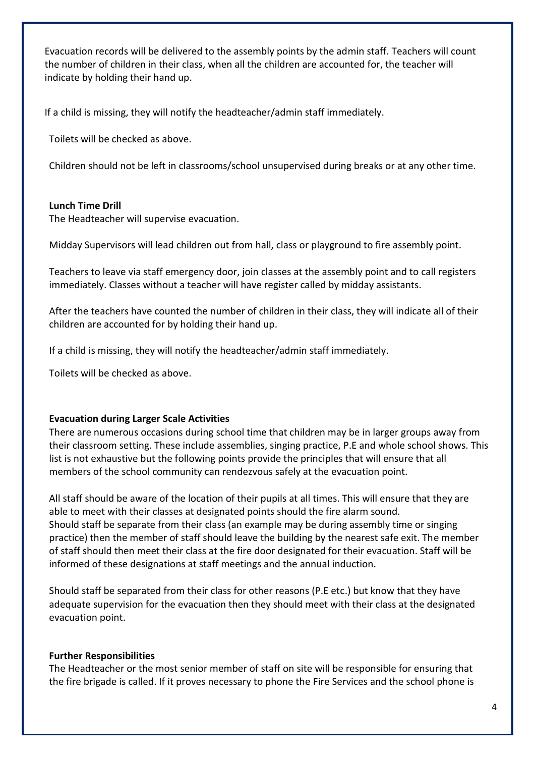Evacuation records will be delivered to the assembly points by the admin staff. Teachers will count the number of children in their class, when all the children are accounted for, the teacher will indicate by holding their hand up.

If a child is missing, they will notify the headteacher/admin staff immediately.

Toilets will be checked as above.

Children should not be left in classrooms/school unsupervised during breaks or at any other time.

**Lunch Time Drill**

The Headteacher will supervise evacuation.

Midday Supervisors will lead children out from hall, class or playground to fire assembly point.

Teachers to leave via staff emergency door, join classes at the assembly point and to call registers immediately. Classes without a teacher will have register called by midday assistants.

After the teachers have counted the number of children in their class, they will indicate all of their children are accounted for by holding their hand up.

If a child is missing, they will notify the headteacher/admin staff immediately.

Toilets will be checked as above.

**Evacuation during Larger Scale Activities**

There are numerous occasions during school time that children may be in larger groups away from their classroom setting. These include assemblies, singing practice, P.E and whole school shows. This list is not exhaustive but the following points provide the principles that will ensure that all members of the school community can rendezvous safely at the evacuation point.

All staff should be aware of the location of their pupils at all times. This will ensure that they are able to meet with their classes at designated points should the fire alarm sound.
Should staff be separate from their class (an example may be during assembly time or singing practice) then the member of staff should leave the building by the nearest safe exit. The member of staff should then meet their class at the fire door designated for their evacuation. Staff will be informed of these designations at staff meetings and the annual induction.

Should staff be separated from their class for other reasons (P.E etc.) but know that they have adequate supervision for the evacuation then they should meet with their class at the designated evacuation point.

**Further Responsibilities**

The Headteacher or the most senior member of staff on site will be responsible for ensuring that the fire brigade is called. If it proves necessary to phone the Fire Services and the school phone is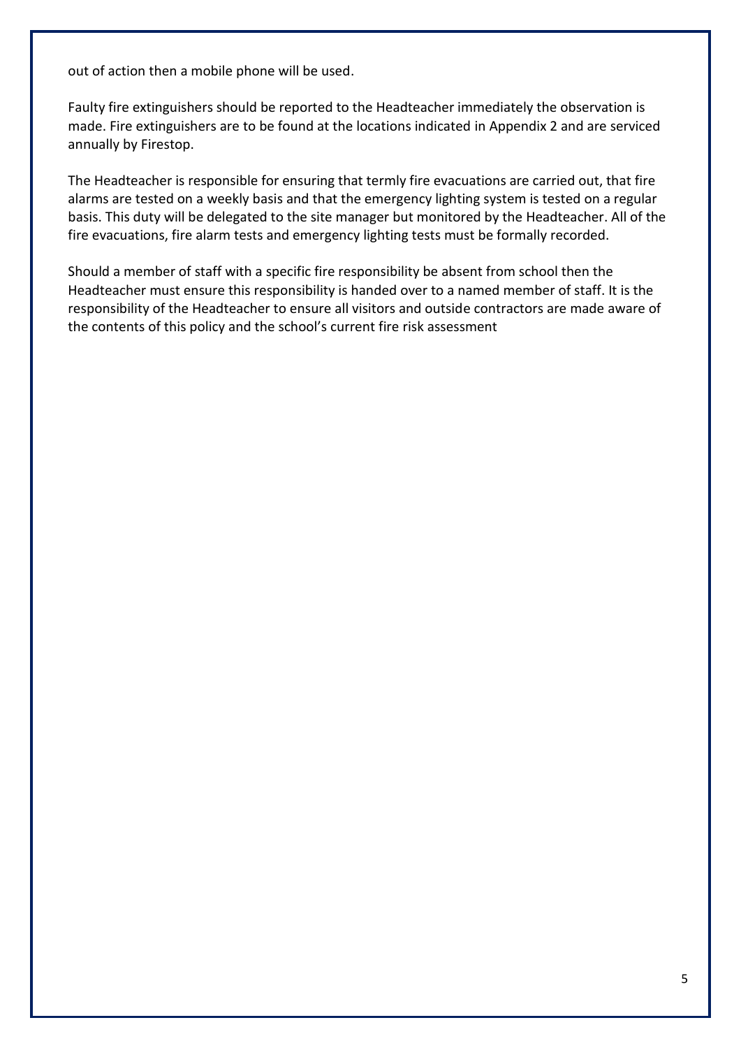out of action then a mobile phone will be used.

Faulty fire extinguishers should be reported to the Headteacher immediately the observation is made. Fire extinguishers are to be found at the locations indicated in Appendix 2 and are serviced annually by Firestop.

The Headteacher is responsible for ensuring that termly fire evacuations are carried out, that fire alarms are tested on a weekly basis and that the emergency lighting system is tested on a regular basis. This duty will be delegated to the site manager but monitored by the Headteacher. All of the fire evacuations, fire alarm tests and emergency lighting tests must be formally recorded.

Should a member of staff with a specific fire responsibility be absent from school then the Headteacher must ensure this responsibility is handed over to a named member of staff. It is the responsibility of the Headteacher to ensure all visitors and outside contractors are made aware of the contents of this policy and the school's current fire risk assessment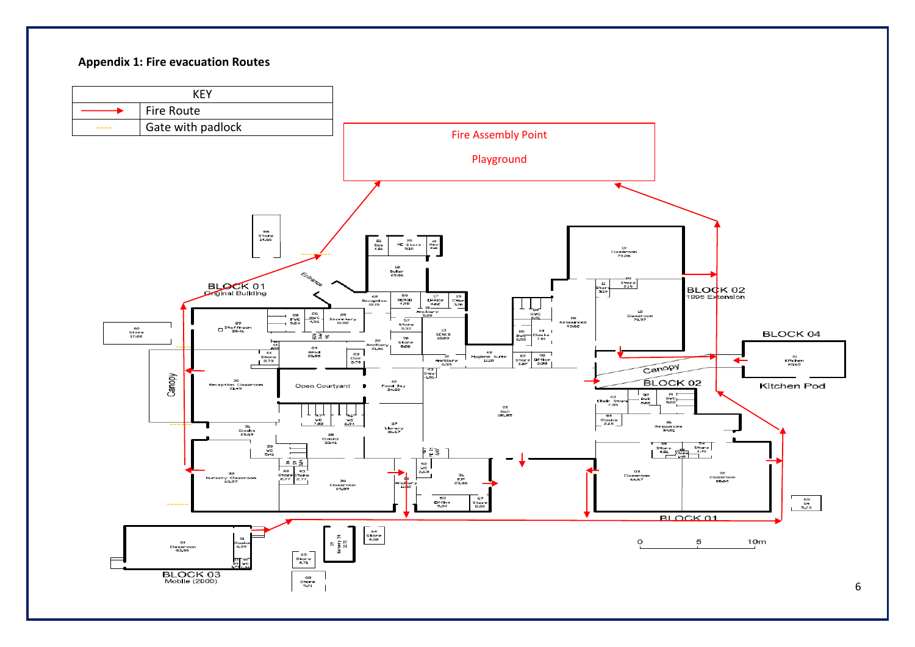## Appendix 1: Fire evacuation Routes

| KEY | |
|---|---|
| → (red arrow) | Fire Route |
| ---- (orange dashed line) | Gate with padlock |

Fire Assembly Point

Playground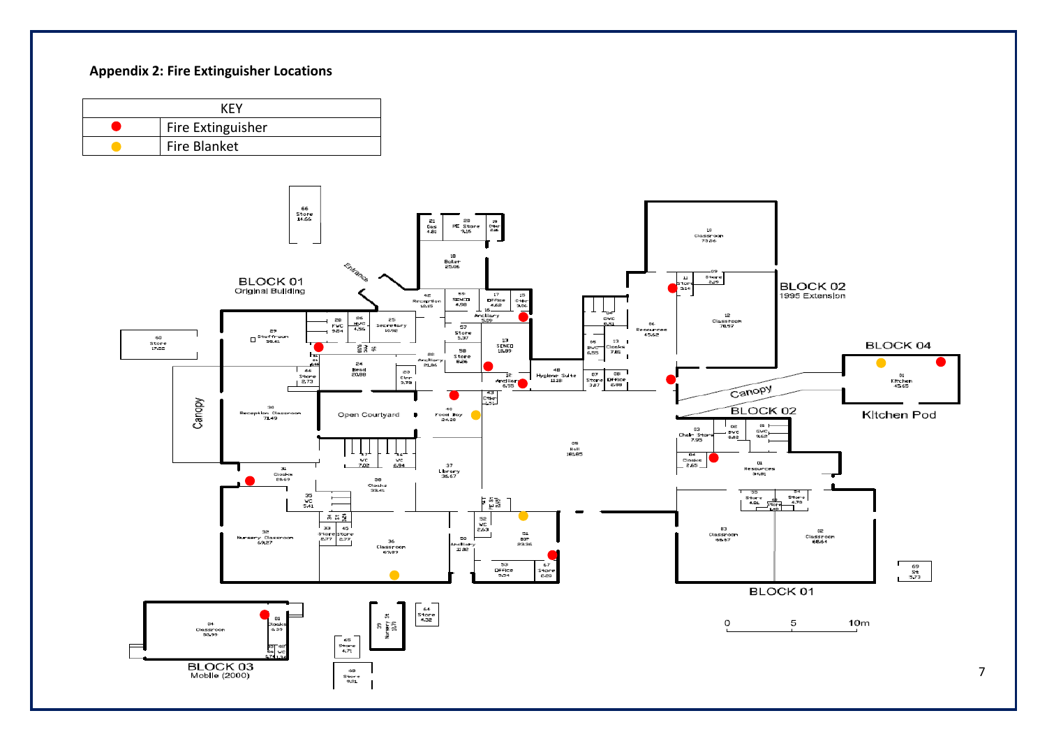**Appendix 2: Fire Extinguisher Locations**

| KEY | |
| --- | --- |
| 🔴 | Fire Extinguisher |
| 🟡 | Fire Blanket |

BLOCK 01
Original Building

BLOCK 02
1995 Extension

BLOCK 04

Kitchen Pod

BLOCK 02

BLOCK 01

BLOCK 03
Mobile (2000)

Entrance

Canopy

Canopy

Open Courtyard

0 5 10m